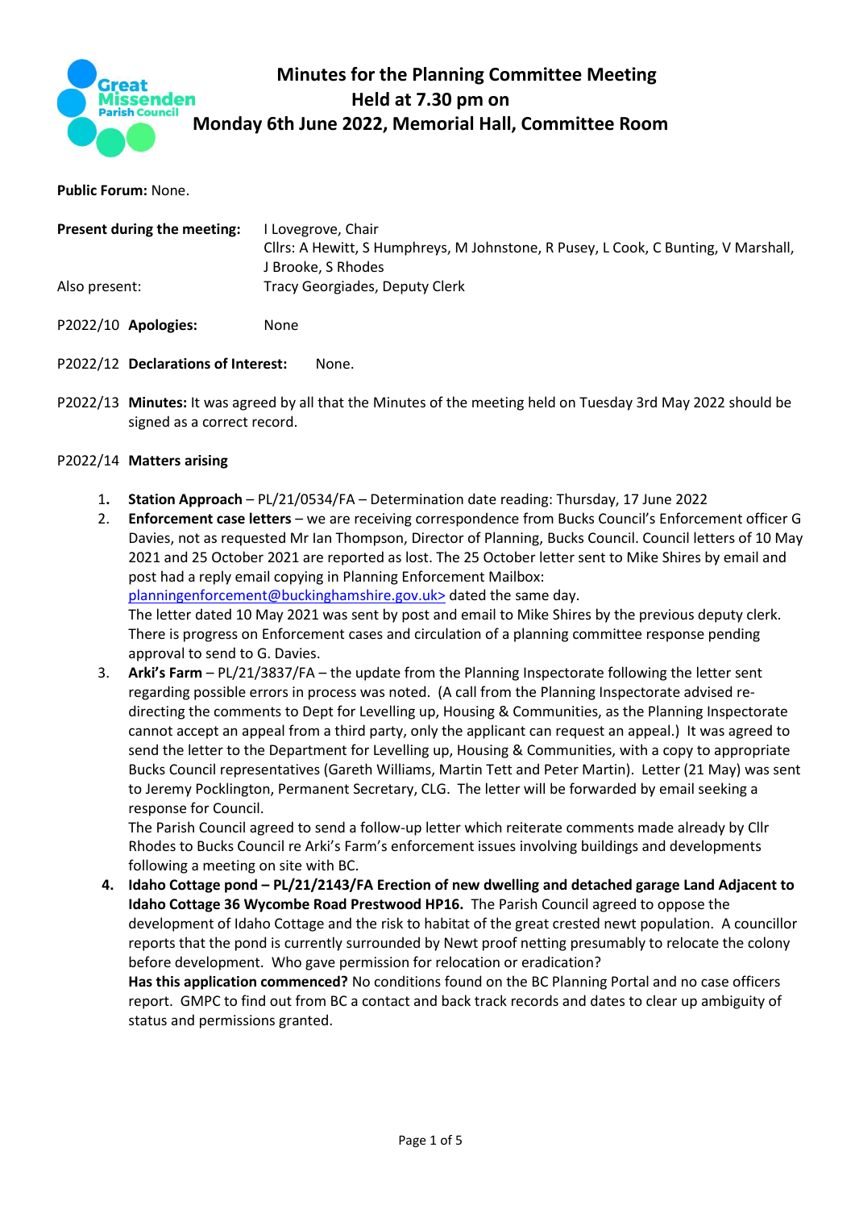# Minutes for the Planning Committee Meeting
## Held at 7.30 pm on
## Monday 6th June 2022, Memorial Hall, Committee Room

**Public Forum:** None.

**Present during the meeting:** I Lovegrove, Chair
Cllrs: A Hewitt, S Humphreys, M Johnstone, R Pusey, L Cook, C Bunting, V Marshall, J Brooke, S Rhodes

Also present: Tracy Georgiades, Deputy Clerk

P2022/10 **Apologies:** None

P2022/12 **Declarations of Interest:** None.

P2022/13 **Minutes:** It was agreed by all that the Minutes of the meeting held on Tuesday 3rd May 2022 should be signed as a correct record.

P2022/14 **Matters arising**

1. **Station Approach** – PL/21/0534/FA – Determination date reading: Thursday, 17 June 2022
2. **Enforcement case letters** – we are receiving correspondence from Bucks Council's Enforcement officer G Davies, not as requested Mr Ian Thompson, Director of Planning, Bucks Council. Council letters of 10 May 2021 and 25 October 2021 are reported as lost. The 25 October letter sent to Mike Shires by email and post had a reply email copying in Planning Enforcement Mailbox: planningenforcement@buckinghamshire.gov.uk> dated the same day.
   The letter dated 10 May 2021 was sent by post and email to Mike Shires by the previous deputy clerk. There is progress on Enforcement cases and circulation of a planning committee response pending approval to send to G. Davies.
3. **Arki's Farm** – PL/21/3837/FA – the update from the Planning Inspectorate following the letter sent regarding possible errors in process was noted. (A call from the Planning Inspectorate advised re-directing the comments to Dept for Levelling up, Housing & Communities, as the Planning Inspectorate cannot accept an appeal from a third party, only the applicant can request an appeal.) It was agreed to send the letter to the Department for Levelling up, Housing & Communities, with a copy to appropriate Bucks Council representatives (Gareth Williams, Martin Tett and Peter Martin). Letter (21 May) was sent to Jeremy Pocklington, Permanent Secretary, CLG. The letter will be forwarded by email seeking a response for Council.
   The Parish Council agreed to send a follow-up letter which reiterate comments made already by Cllr Rhodes to Bucks Council re Arki's Farm's enforcement issues involving buildings and developments following a meeting on site with BC.
4. **Idaho Cottage pond – PL/21/2143/FA Erection of new dwelling and detached garage Land Adjacent to Idaho Cottage 36 Wycombe Road Prestwood HP16.** The Parish Council agreed to oppose the development of Idaho Cottage and the risk to habitat of the great crested newt population. A councillor reports that the pond is currently surrounded by Newt proof netting presumably to relocate the colony before development. Who gave permission for relocation or eradication?
   **Has this application commenced?** No conditions found on the BC Planning Portal and no case officers report. GMPC to find out from BC a contact and back track records and dates to clear up ambiguity of status and permissions granted.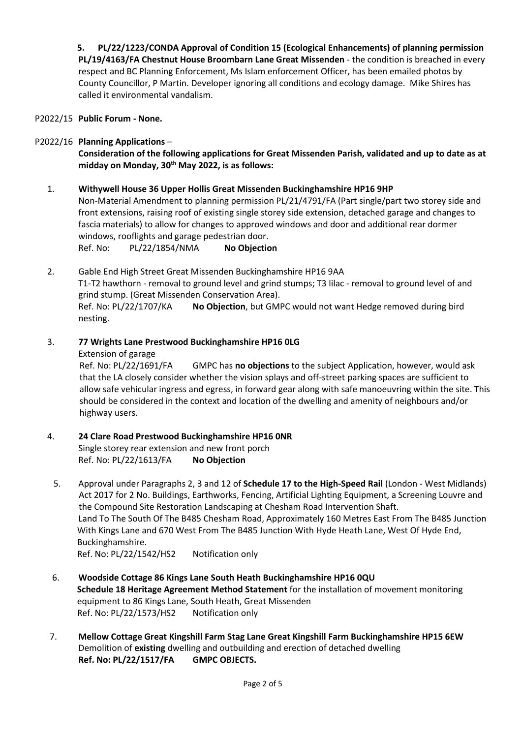**5. PL/22/1223/CONDA Approval of Condition 15 (Ecological Enhancements) of planning permission PL/19/4163/FA Chestnut House Broombarn Lane Great Missenden** - the condition is breached in every respect and BC Planning Enforcement, Ms Islam enforcement Officer, has been emailed photos by County Councillor, P Martin. Developer ignoring all conditions and ecology damage. Mike Shires has called it environmental vandalism.

P2022/15 **Public Forum - None.**

P2022/16 **Planning Applications** –

**Consideration of the following applications for Great Missenden Parish, validated and up to date as at midday on Monday, 30th May 2022, is as follows:**

1. **Withywell House 36 Upper Hollis Great Missenden Buckinghamshire HP16 9HP**
   Non-Material Amendment to planning permission PL/21/4791/FA (Part single/part two storey side and front extensions, raising roof of existing single storey side extension, detached garage and changes to fascia materials) to allow for changes to approved windows and door and additional rear dormer windows, rooflights and garage pedestrian door.
   Ref. No: PL/22/1854/NMA **No Objection**

2. Gable End High Street Great Missenden Buckinghamshire HP16 9AA
   T1-T2 hawthorn - removal to ground level and grind stumps; T3 lilac - removal to ground level of and grind stump. (Great Missenden Conservation Area).
   Ref. No: PL/22/1707/KA **No Objection**, but GMPC would not want Hedge removed during bird nesting.

3. **77 Wrights Lane Prestwood Buckinghamshire HP16 0LG**
   Extension of garage
   Ref. No: PL/22/1691/FA GMPC has **no objections** to the subject Application, however, would ask that the LA closely consider whether the vision splays and off-street parking spaces are sufficient to allow safe vehicular ingress and egress, in forward gear along with safe manoeuvring within the site. This should be considered in the context and location of the dwelling and amenity of neighbours and/or highway users.

4. **24 Clare Road Prestwood Buckinghamshire HP16 0NR**
   Single storey rear extension and new front porch
   Ref. No: PL/22/1613/FA **No Objection**

5. Approval under Paragraphs 2, 3 and 12 of **Schedule 17 to the High-Speed Rail** (London - West Midlands) Act 2017 for 2 No. Buildings, Earthworks, Fencing, Artificial Lighting Equipment, a Screening Louvre and the Compound Site Restoration Landscaping at Chesham Road Intervention Shaft.
   Land To The South Of The B485 Chesham Road, Approximately 160 Metres East From The B485 Junction With Kings Lane and 670 West From The B485 Junction With Hyde Heath Lane, West Of Hyde End, Buckinghamshire.
   Ref. No: PL/22/1542/HS2 Notification only

6. **Woodside Cottage 86 Kings Lane South Heath Buckinghamshire HP16 0QU**
   **Schedule 18 Heritage Agreement Method Statement** for the installation of movement monitoring equipment to 86 Kings Lane, South Heath, Great Missenden
   Ref. No: PL/22/1573/HS2 Notification only

7. **Mellow Cottage Great Kingshill Farm Stag Lane Great Kingshill Farm Buckinghamshire HP15 6EW**
   Demolition of **existing** dwelling and outbuilding and erection of detached dwelling
   **Ref. No: PL/22/1517/FA GMPC OBJECTS.**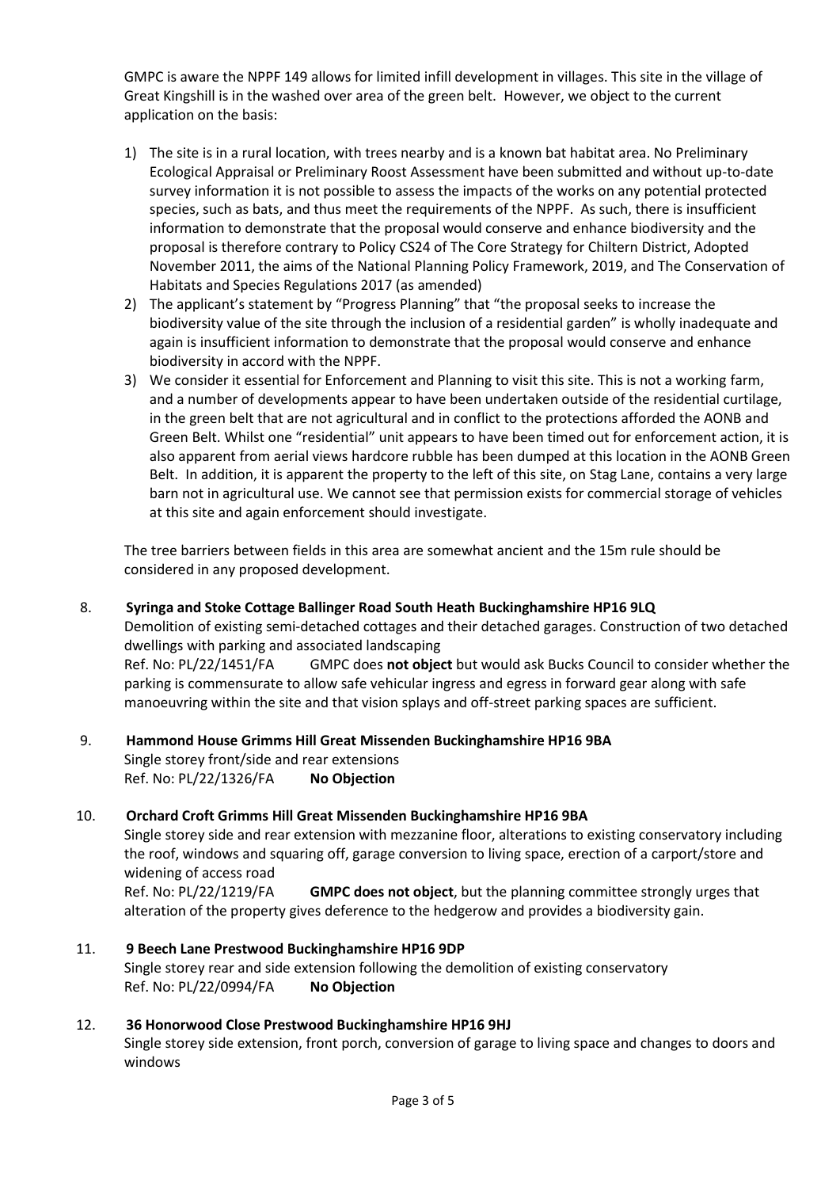GMPC is aware the NPPF 149 allows for limited infill development in villages. This site in the village of Great Kingshill is in the washed over area of the green belt. However, we object to the current application on the basis:

1) The site is in a rural location, with trees nearby and is a known bat habitat area. No Preliminary Ecological Appraisal or Preliminary Roost Assessment have been submitted and without up-to-date survey information it is not possible to assess the impacts of the works on any potential protected species, such as bats, and thus meet the requirements of the NPPF. As such, there is insufficient information to demonstrate that the proposal would conserve and enhance biodiversity and the proposal is therefore contrary to Policy CS24 of The Core Strategy for Chiltern District, Adopted November 2011, the aims of the National Planning Policy Framework, 2019, and The Conservation of Habitats and Species Regulations 2017 (as amended)
2) The applicant's statement by "Progress Planning" that "the proposal seeks to increase the biodiversity value of the site through the inclusion of a residential garden" is wholly inadequate and again is insufficient information to demonstrate that the proposal would conserve and enhance biodiversity in accord with the NPPF.
3) We consider it essential for Enforcement and Planning to visit this site. This is not a working farm, and a number of developments appear to have been undertaken outside of the residential curtilage, in the green belt that are not agricultural and in conflict to the protections afforded the AONB and Green Belt. Whilst one "residential" unit appears to have been timed out for enforcement action, it is also apparent from aerial views hardcore rubble has been dumped at this location in the AONB Green Belt. In addition, it is apparent the property to the left of this site, on Stag Lane, contains a very large barn not in agricultural use. We cannot see that permission exists for commercial storage of vehicles at this site and again enforcement should investigate.

The tree barriers between fields in this area are somewhat ancient and the 15m rule should be considered in any proposed development.

8. **Syringa and Stoke Cottage Ballinger Road South Heath Buckinghamshire HP16 9LQ**
   Demolition of existing semi-detached cottages and their detached garages. Construction of two detached dwellings with parking and associated landscaping
   Ref. No: PL/22/1451/FA GMPC does **not object** but would ask Bucks Council to consider whether the parking is commensurate to allow safe vehicular ingress and egress in forward gear along with safe manoeuvring within the site and that vision splays and off-street parking spaces are sufficient.

9. **Hammond House Grimms Hill Great Missenden Buckinghamshire HP16 9BA**
   Single storey front/side and rear extensions
   Ref. No: PL/22/1326/FA **No Objection**

10. **Orchard Croft Grimms Hill Great Missenden Buckinghamshire HP16 9BA**
    Single storey side and rear extension with mezzanine floor, alterations to existing conservatory including the roof, windows and squaring off, garage conversion to living space, erection of a carport/store and widening of access road
    Ref. No: PL/22/1219/FA **GMPC does not object**, but the planning committee strongly urges that alteration of the property gives deference to the hedgerow and provides a biodiversity gain.

11. **9 Beech Lane Prestwood Buckinghamshire HP16 9DP**
    Single storey rear and side extension following the demolition of existing conservatory
    Ref. No: PL/22/0994/FA **No Objection**

12. **36 Honorwood Close Prestwood Buckinghamshire HP16 9HJ**
    Single storey side extension, front porch, conversion of garage to living space and changes to doors and windows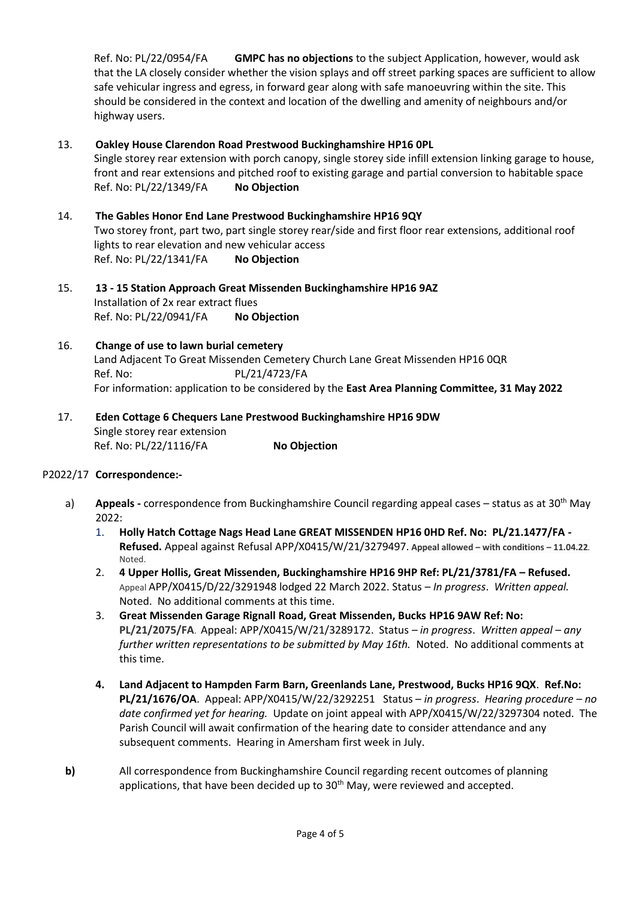Ref. No: PL/22/0954/FA **GMPC has no objections** to the subject Application, however, would ask that the LA closely consider whether the vision splays and off street parking spaces are sufficient to allow safe vehicular ingress and egress, in forward gear along with safe manoeuvring within the site. This should be considered in the context and location of the dwelling and amenity of neighbours and/or highway users.

13. **Oakley House Clarendon Road Prestwood Buckinghamshire HP16 0PL**
    Single storey rear extension with porch canopy, single storey side infill extension linking garage to house, front and rear extensions and pitched roof to existing garage and partial conversion to habitable space
    Ref. No: PL/22/1349/FA **No Objection**

14. **The Gables Honor End Lane Prestwood Buckinghamshire HP16 9QY**
    Two storey front, part two, part single storey rear/side and first floor rear extensions, additional roof lights to rear elevation and new vehicular access
    Ref. No: PL/22/1341/FA **No Objection**

15. **13 - 15 Station Approach Great Missenden Buckinghamshire HP16 9AZ**
    Installation of 2x rear extract flues
    Ref. No: PL/22/0941/FA **No Objection**

16. **Change of use to lawn burial cemetery**
    Land Adjacent To Great Missenden Cemetery Church Lane Great Missenden HP16 0QR
    Ref. No: PL/21/4723/FA
    For information: application to be considered by the **East Area Planning Committee, 31 May 2022**

17. **Eden Cottage 6 Chequers Lane Prestwood Buckinghamshire HP16 9DW**
    Single storey rear extension
    Ref. No: PL/22/1116/FA **No Objection**

P2022/17 **Correspondence:-**

a) **Appeals -** correspondence from Buckinghamshire Council regarding appeal cases – status as at 30th May 2022:

1. **Holly Hatch Cottage Nags Head Lane GREAT MISSENDEN HP16 0HD Ref. No: PL/21.1477/FA - Refused.** Appeal against Refusal APP/X0415/W/21/3279497. **Appeal allowed – with conditions – 11.04.22**. Noted.
2. **4 Upper Hollis, Great Missenden, Buckinghamshire HP16 9HP Ref: PL/21/3781/FA – Refused.** Appeal APP/X0415/D/22/3291948 lodged 22 March 2022. Status – *In progress*. *Written appeal.* Noted. No additional comments at this time.
3. **Great Missenden Garage Rignall Road, Great Missenden, Bucks HP16 9AW Ref: No: PL/21/2075/FA**. Appeal: APP/X0415/W/21/3289172. Status – *in progress*. *Written appeal – any further written representations to be submitted by May 16th.* Noted. No additional comments at this time.
4. **Land Adjacent to Hampden Farm Barn, Greenlands Lane, Prestwood, Bucks HP16 9QX**. **Ref.No: PL/21/1676/OA**. Appeal: APP/X0415/W/22/3292251 Status – *in progress*. *Hearing procedure – no date confirmed yet for hearing.* Update on joint appeal with APP/X0415/W/22/3297304 noted. The Parish Council will await confirmation of the hearing date to consider attendance and any subsequent comments. Hearing in Amersham first week in July.

**b)** All correspondence from Buckinghamshire Council regarding recent outcomes of planning applications, that have been decided up to 30th May, were reviewed and accepted.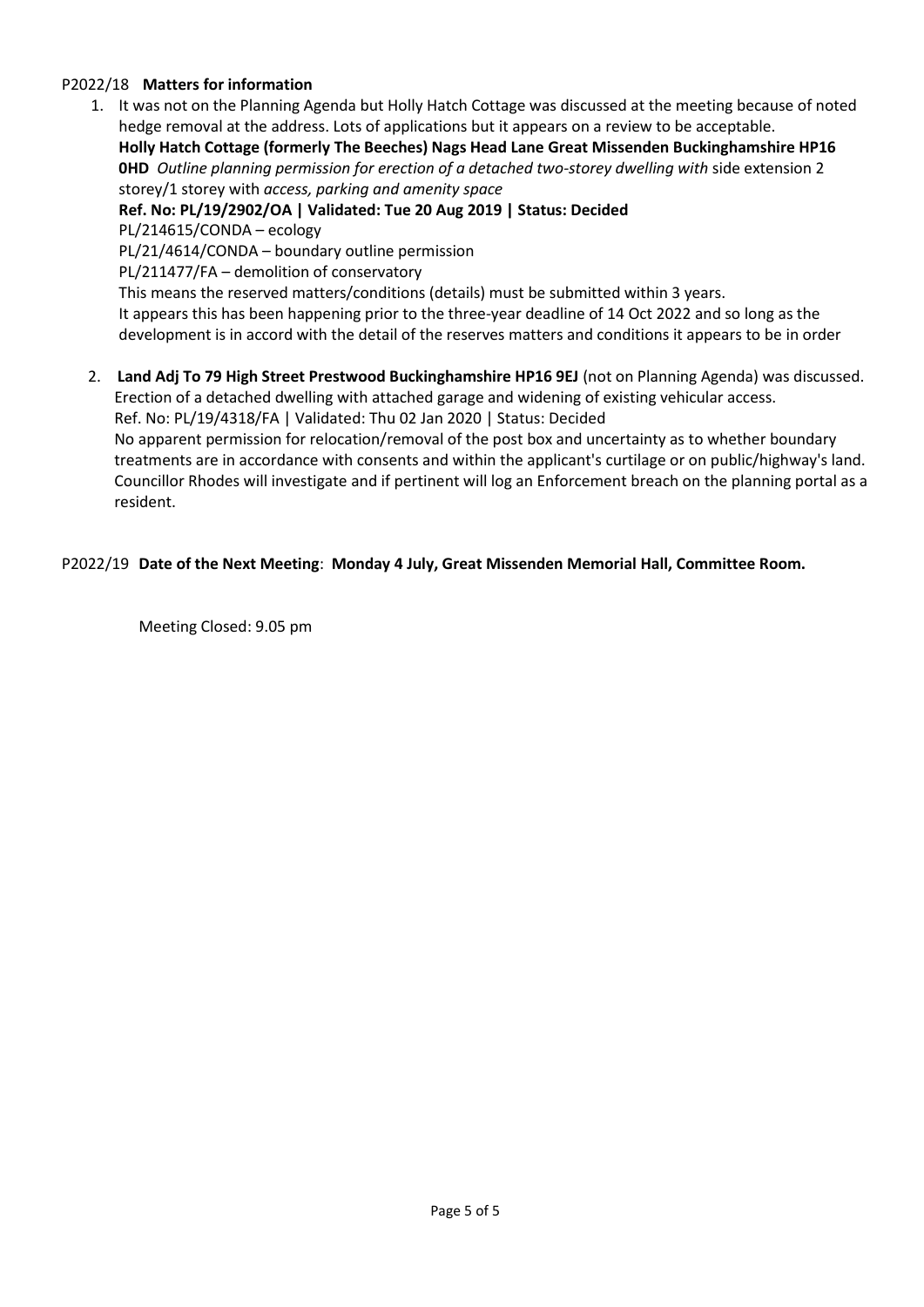P2022/18 **Matters for information**

1. It was not on the Planning Agenda but Holly Hatch Cottage was discussed at the meeting because of noted hedge removal at the address. Lots of applications but it appears on a review to be acceptable.
   **Holly Hatch Cottage (formerly The Beeches) Nags Head Lane Great Missenden Buckinghamshire HP16 0HD** *Outline planning permission for erection of a detached two-storey dwelling with* side extension 2 storey/1 storey with *access, parking and amenity space*
   **Ref. No: PL/19/2902/OA | Validated: Tue 20 Aug 2019 | Status: Decided**
   PL/214615/CONDA – ecology
   PL/21/4614/CONDA – boundary outline permission
   PL/211477/FA – demolition of conservatory
   This means the reserved matters/conditions (details) must be submitted within 3 years.
   It appears this has been happening prior to the three-year deadline of 14 Oct 2022 and so long as the development is in accord with the detail of the reserves matters and conditions it appears to be in order

2. **Land Adj To 79 High Street Prestwood Buckinghamshire HP16 9EJ** (not on Planning Agenda) was discussed. Erection of a detached dwelling with attached garage and widening of existing vehicular access.
   Ref. No: PL/19/4318/FA | Validated: Thu 02 Jan 2020 | Status: Decided
   No apparent permission for relocation/removal of the post box and uncertainty as to whether boundary treatments are in accordance with consents and within the applicant's curtilage or on public/highway's land. Councillor Rhodes will investigate and if pertinent will log an Enforcement breach on the planning portal as a resident.

P2022/19 **Date of the Next Meeting**: **Monday 4 July, Great Missenden Memorial Hall, Committee Room.**

Meeting Closed: 9.05 pm